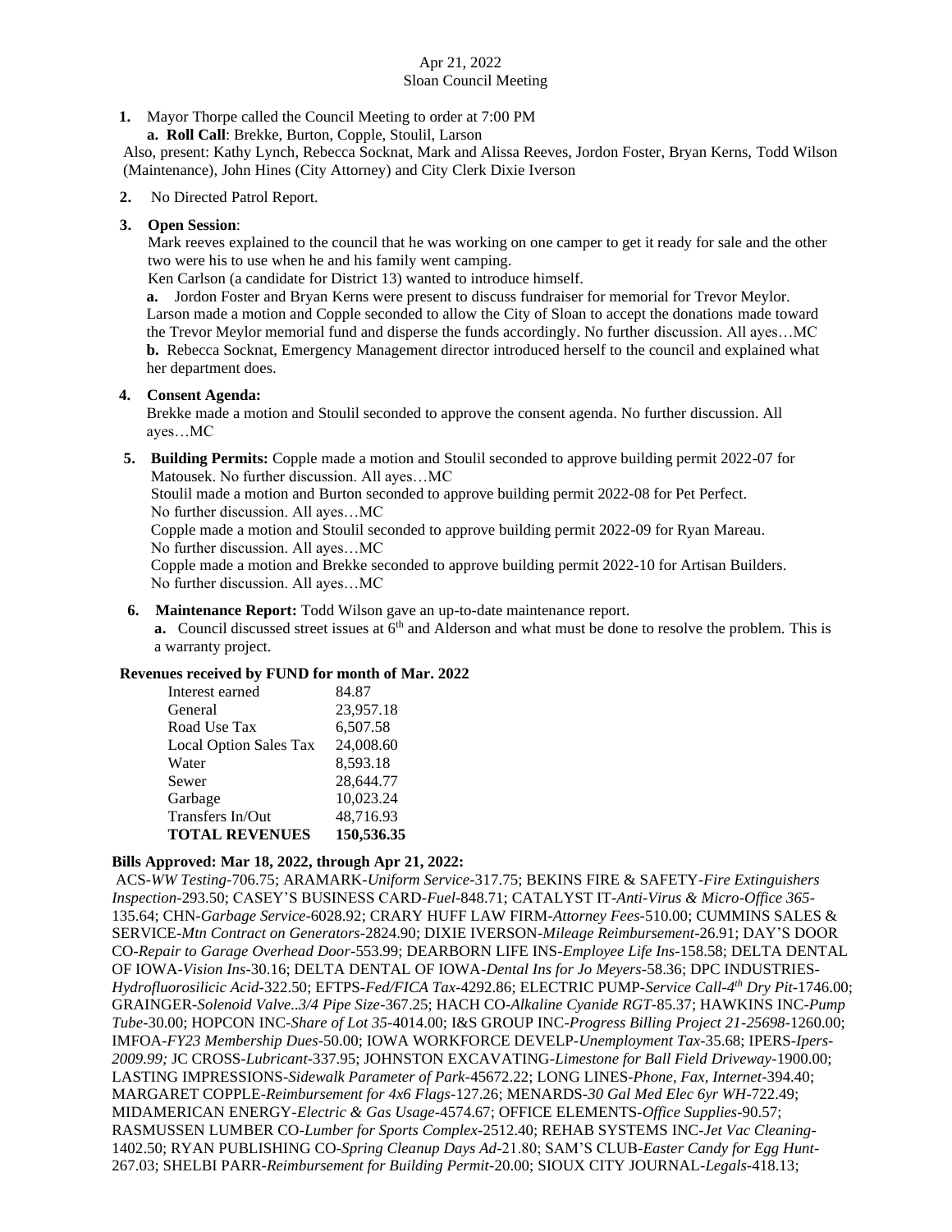Apr 21, 2022
Sloan Council Meeting

1. Mayor Thorpe called the Council Meeting to order at 7:00 PM
   a. **Roll Call**: Brekke, Burton, Copple, Stoulil, Larson

Also, present: Kathy Lynch, Rebecca Socknat, Mark and Alissa Reeves, Jordon Foster, Bryan Kerns, Todd Wilson (Maintenance), John Hines (City Attorney) and City Clerk Dixie Iverson

2. No Directed Patrol Report.

3. **Open Session**:
   Mark reeves explained to the council that he was working on one camper to get it ready for sale and the other two were his to use when he and his family went camping.
   Ken Carlson (a candidate for District 13) wanted to introduce himself.
   **a.** Jordon Foster and Bryan Kerns were present to discuss fundraiser for memorial for Trevor Meylor. Larson made a motion and Copple seconded to allow the City of Sloan to accept the donations made toward the Trevor Meylor memorial fund and disperse the funds accordingly. No further discussion. All ayes…MC
   **b.** Rebecca Socknat, Emergency Management director introduced herself to the council and explained what her department does.

4. **Consent Agenda:**
   Brekke made a motion and Stoulil seconded to approve the consent agenda. No further discussion. All ayes…MC

5. **Building Permits:** Copple made a motion and Stoulil seconded to approve building permit 2022-07 for Matousek. No further discussion. All ayes…MC
   Stoulil made a motion and Burton seconded to approve building permit 2022-08 for Pet Perfect. No further discussion. All ayes…MC
   Copple made a motion and Stoulil seconded to approve building permit 2022-09 for Ryan Mareau. No further discussion. All ayes…MC
   Copple made a motion and Brekke seconded to approve building permit 2022-10 for Artisan Builders. No further discussion. All ayes…MC

6. **Maintenance Report:** Todd Wilson gave an up-to-date maintenance report.
   **a.** Council discussed street issues at 6th and Alderson and what must be done to resolve the problem. This is a warranty project.

**Revenues received by FUND for month of Mar. 2022**

| | |
|---|---|
| Interest earned | 84.87 |
| General | 23,957.18 |
| Road Use Tax | 6,507.58 |
| Local Option Sales Tax | 24,008.60 |
| Water | 8,593.18 |
| Sewer | 28,644.77 |
| Garbage | 10,023.24 |
| Transfers In/Out | 48,716.93 |
| **TOTAL REVENUES** | **150,536.35** |

**Bills Approved: Mar 18, 2022, through Apr 21, 2022:**

ACS-*WW Testing*-706.75; ARAMARK-*Uniform Service*-317.75; BEKINS FIRE & SAFETY-*Fire Extinguishers Inspection*-293.50; CASEY'S BUSINESS CARD-*Fuel*-848.71; CATALYST IT-*Anti-Virus & Micro-Office 365*-135.64; CHN-*Garbage Service*-6028.92; CRARY HUFF LAW FIRM-*Attorney Fees*-510.00; CUMMINS SALES & SERVICE-*Mtn Contract on Generators*-2824.90; DIXIE IVERSON-*Mileage Reimbursement*-26.91; DAY'S DOOR CO-*Repair to Garage Overhead Door*-553.99; DEARBORN LIFE INS-*Employee Life Ins*-158.58; DELTA DENTAL OF IOWA-*Vision Ins*-30.16; DELTA DENTAL OF IOWA-*Dental Ins for Jo Meyers*-58.36; DPC INDUSTRIES-*Hydrofluorosilicic Acid*-322.50; EFTPS-*Fed/FICA Tax*-4292.86; ELECTRIC PUMP-*Service Call-4th Dry Pit*-1746.00; GRAINGER-*Solenoid Valve..3/4 Pipe Size*-367.25; HACH CO-*Alkaline Cyanide RGT*-85.37; HAWKINS INC-*Pump Tube*-30.00; HOPCON INC-*Share of Lot 35*-4014.00; I&S GROUP INC-*Progress Billing Project 21-25698*-1260.00; IMFOA-*FY23 Membership Dues*-50.00; IOWA WORKFORCE DEVELP-*Unemployment Tax*-35.68; IPERS-*Ipers-2009.99;* JC CROSS-*Lubricant*-337.95; JOHNSTON EXCAVATING-*Limestone for Ball Field Driveway*-1900.00; LASTING IMPRESSIONS-*Sidewalk Parameter of Park*-45672.22; LONG LINES-*Phone, Fax, Internet*-394.40; MARGARET COPPLE-*Reimbursement for 4x6 Flags*-127.26; MENARDS-*30 Gal Med Elec 6yr WH*-722.49; MIDAMERICAN ENERGY-*Electric & Gas Usage*-4574.67; OFFICE ELEMENTS-*Office Supplies*-90.57; RASMUSSEN LUMBER CO-*Lumber for Sports Complex*-2512.40; REHAB SYSTEMS INC-*Jet Vac Cleaning*-1402.50; RYAN PUBLISHING CO-*Spring Cleanup Days Ad*-21.80; SAM'S CLUB-*Easter Candy for Egg Hunt*-267.03; SHELBI PARR-*Reimbursement for Building Permit*-20.00; SIOUX CITY JOURNAL-*Legals*-418.13;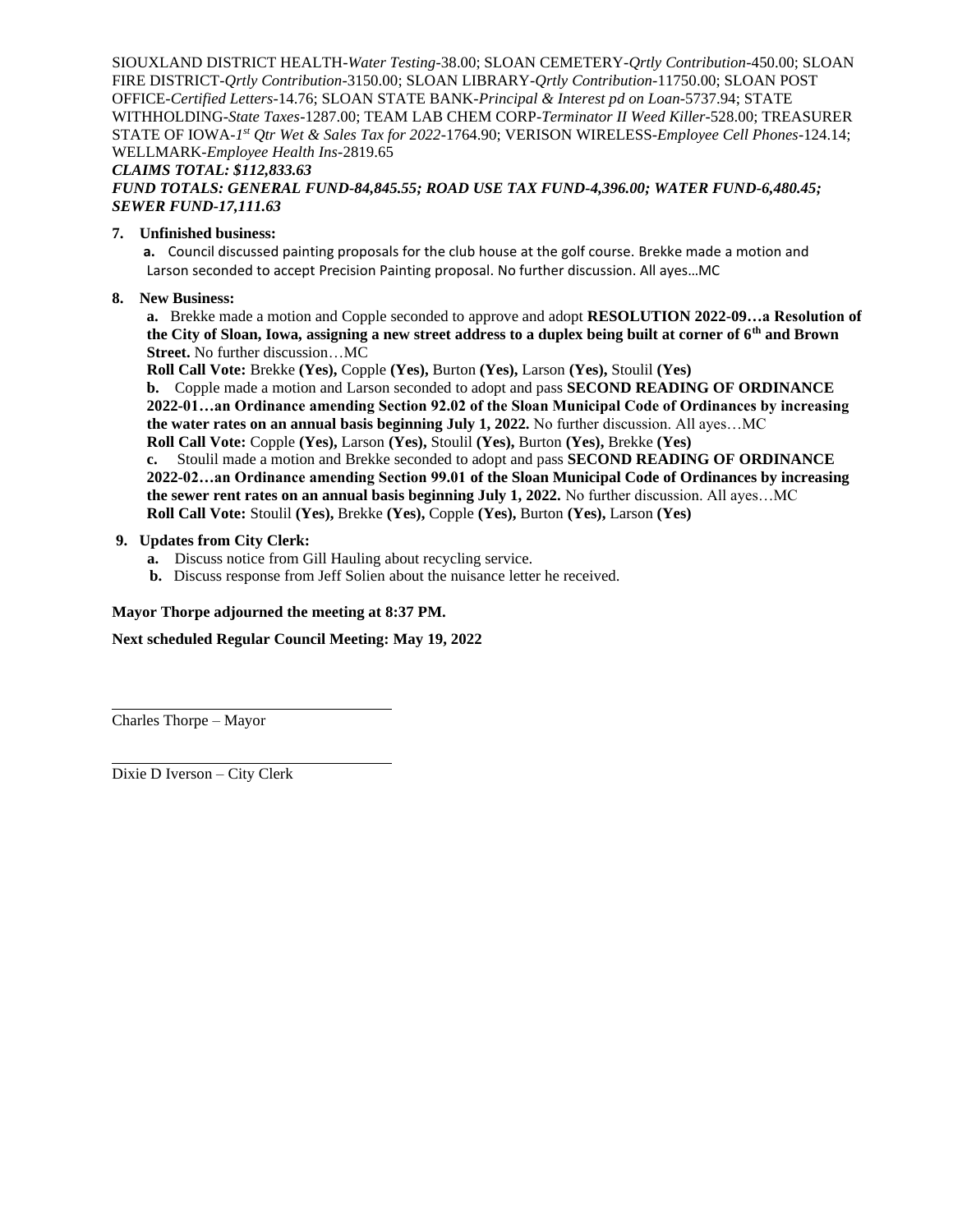SIOUXLAND DISTRICT HEALTH-*Water Testing*-38.00; SLOAN CEMETERY-*Qrtly Contribution*-450.00; SLOAN FIRE DISTRICT-*Qrtly Contribution*-3150.00; SLOAN LIBRARY-*Qrtly Contribution*-11750.00; SLOAN POST OFFICE-*Certified Letters*-14.76; SLOAN STATE BANK-*Principal & Interest pd on Loan*-5737.94; STATE WITHHOLDING-*State Taxes*-1287.00; TEAM LAB CHEM CORP-*Terminator II Weed Killer*-528.00; TREASURER STATE OF IOWA-*1st Qtr Wet & Sales Tax for 2022*-1764.90; VERISON WIRELESS-*Employee Cell Phones*-124.14; WELLMARK-*Employee Health Ins*-2819.65

***CLAIMS TOTAL: $112,833.63***

***FUND TOTALS: GENERAL FUND-84,845.55; ROAD USE TAX FUND-4,396.00; WATER FUND-6,480.45; SEWER FUND-17,111.63***

**7. Unfinished business:**

**a.** Council discussed painting proposals for the club house at the golf course. Brekke made a motion and Larson seconded to accept Precision Painting proposal. No further discussion. All ayes…MC

**8. New Business:**

**a.** Brekke made a motion and Copple seconded to approve and adopt **RESOLUTION 2022-09…a Resolution of the City of Sloan, Iowa, assigning a new street address to a duplex being built at corner of 6th and Brown Street.** No further discussion…MC

**Roll Call Vote:** Brekke **(Yes),** Copple **(Yes),** Burton **(Yes),** Larson **(Yes),** Stoulil **(Yes)**

**b.** Copple made a motion and Larson seconded to adopt and pass **SECOND READING OF ORDINANCE 2022-01…an Ordinance amending Section 92.02 of the Sloan Municipal Code of Ordinances by increasing the water rates on an annual basis beginning July 1, 2022.** No further discussion. All ayes…MC

**Roll Call Vote:** Copple **(Yes),** Larson **(Yes),** Stoulil **(Yes),** Burton **(Yes),** Brekke **(Yes)**

**c.** Stoulil made a motion and Brekke seconded to adopt and pass **SECOND READING OF ORDINANCE 2022-02…an Ordinance amending Section 99.01 of the Sloan Municipal Code of Ordinances by increasing the sewer rent rates on an annual basis beginning July 1, 2022.** No further discussion. All ayes…MC

**Roll Call Vote:** Stoulil **(Yes),** Brekke **(Yes),** Copple **(Yes),** Burton **(Yes),** Larson **(Yes)**

**9. Updates from City Clerk:**

**a.** Discuss notice from Gill Hauling about recycling service.

**b.** Discuss response from Jeff Solien about the nuisance letter he received.

**Mayor Thorpe adjourned the meeting at 8:37 PM.**

**Next scheduled Regular Council Meeting: May 19, 2022**

Charles Thorpe – Mayor

Dixie D Iverson – City Clerk